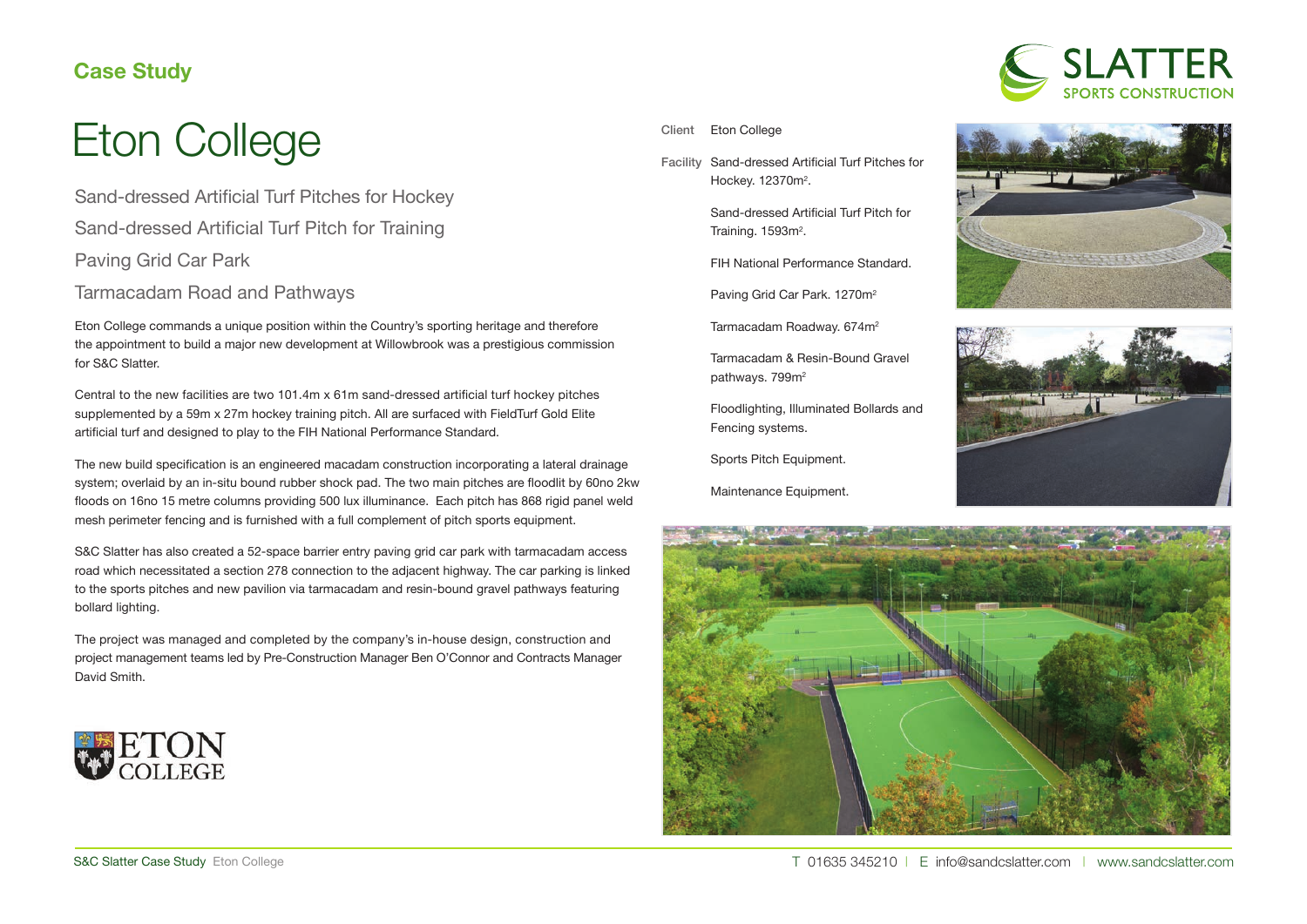**Case Study**

# Eton College

## Sand-dressed Artificial Turf Pitches for Hockey

## Sand-dressed Artificial Turf Pitch for Training

## Paving Grid Car Park

## Tarmacadam Road and Pathways

Eton College commands a unique position within the Country's sporting heritage and therefore the appointment to build a major new development at Willowbrook was a prestigious commission for S&C Slatter.

Central to the new facilities are two 101.4m x 61m sand-dressed artificial turf hockey pitches supplemented by a 59m x 27m hockey training pitch. All are surfaced with FieldTurf Gold Elite artificial turf and designed to play to the FIH National Performance Standard.

The new build specification is an engineered macadam construction incorporating a lateral drainage system; overlaid by an in-situ bound rubber shock pad. The two main pitches are floodlit by 60no 2kw floods on 16no 15 metre columns providing 500 lux illuminance. Each pitch has 868 rigid panel weld mesh perimeter fencing and is furnished with a full complement of pitch sports equipment.

S&C Slatter has also created a 52-space barrier entry paving grid car park with tarmacadam access road which necessitated a section 278 connection to the adjacent highway. The car parking is linked to the sports pitches and new pavilion via tarmacadam and resin-bound gravel pathways featuring bollard lighting.

The project was managed and completed by the company's in-house design, construction and project management teams led by Pre-Construction Manager Ben O'Connor and Contracts Manager David Smith.

**Client** Eton College

**Facility** Sand-dressed Artificial Turf Pitches for Hockey. 12370m$^2$.

Sand-dressed Artificial Turf Pitch for Training. 1593m$^2$.

FIH National Performance Standard.

Paving Grid Car Park. 1270m$^2$

Tarmacadam Roadway. 674m$^2$

Tarmacadam & Resin-Bound Gravel pathways. 799m$^2$

Floodlighting, Illuminated Bollards and Fencing systems.

Sports Pitch Equipment.

Maintenance Equipment.

T 01635 345210 | E info@sandcslatter.com | www.sandcslatter.com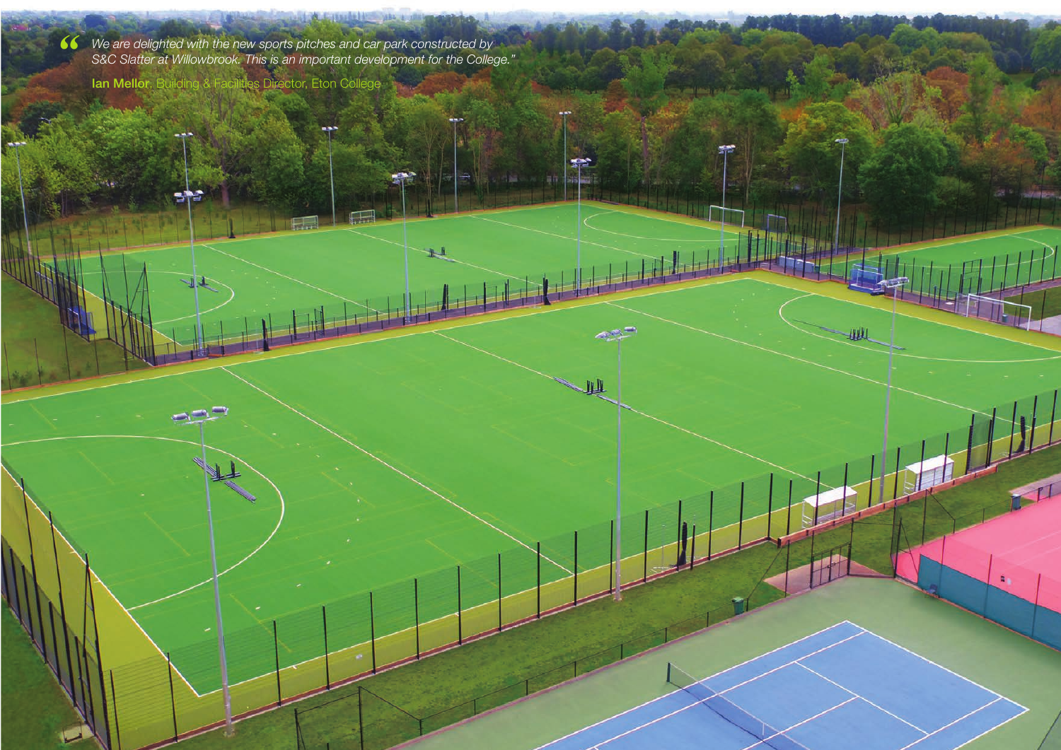> *We are delighted with the new sports pitches and car park constructed by S&C Slatter at Willowbrook. This is an important development for the College."*
>
> **Ian Mellor**, Building & Facilities Director, Eton College